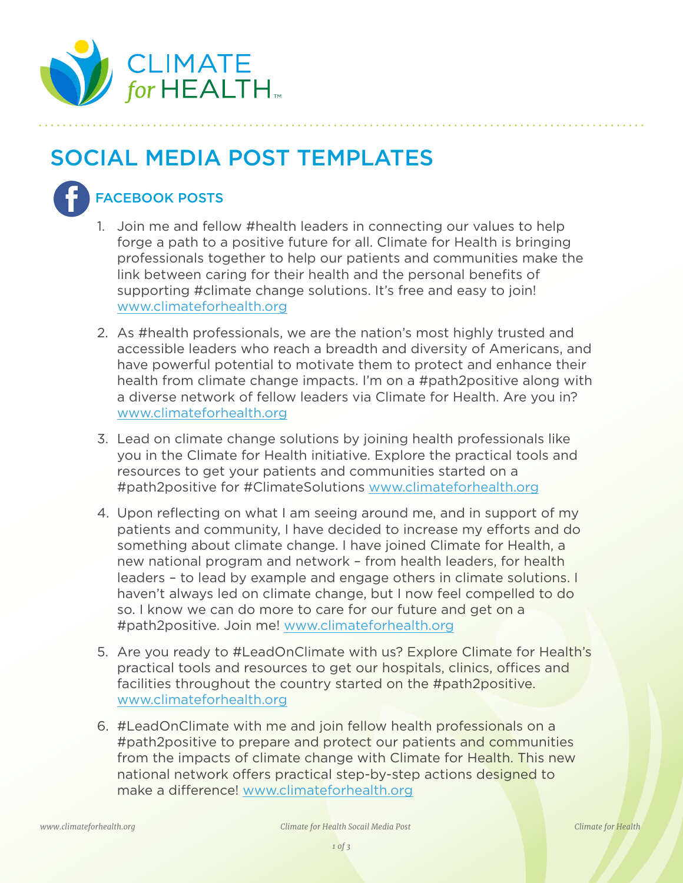CLIMATE *for* HEALTH™

# SOCIAL MEDIA POST TEMPLATES

## FACEBOOK POSTS

1. Join me and fellow #health leaders in connecting our values to help forge a path to a positive future for all. Climate for Health is bringing professionals together to help our patients and communities make the link between caring for their health and the personal benefits of supporting #climate change solutions. It's free and easy to join! www.climateforhealth.org

2. As #health professionals, we are the nation's most highly trusted and accessible leaders who reach a breadth and diversity of Americans, and have powerful potential to motivate them to protect and enhance their health from climate change impacts. I'm on a #path2positive along with a diverse network of fellow leaders via Climate for Health. Are you in? www.climateforhealth.org

3. Lead on climate change solutions by joining health professionals like you in the Climate for Health initiative. Explore the practical tools and resources to get your patients and communities started on a #path2positive for #ClimateSolutions www.climateforhealth.org

4. Upon reflecting on what I am seeing around me, and in support of my patients and community, I have decided to increase my efforts and do something about climate change. I have joined Climate for Health, a new national program and network – from health leaders, for health leaders – to lead by example and engage others in climate solutions. I haven't always led on climate change, but I now feel compelled to do so. I know we can do more to care for our future and get on a #path2positive. Join me! www.climateforhealth.org

5. Are you ready to #LeadOnClimate with us? Explore Climate for Health's practical tools and resources to get our hospitals, clinics, offices and facilities throughout the country started on the #path2positive. www.climateforhealth.org

6. #LeadOnClimate with me and join fellow health professionals on a #path2positive to prepare and protect our patients and communities from the impacts of climate change with Climate for Health. This new national network offers practical step-by-step actions designed to make a difference! www.climateforhealth.org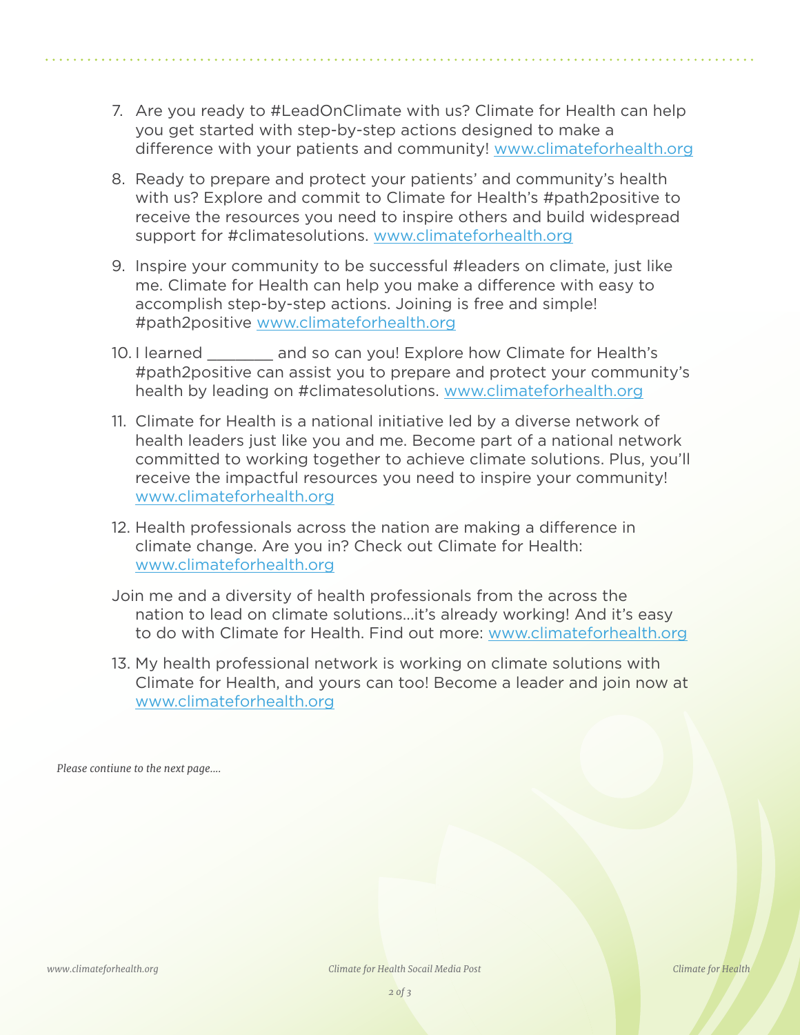7. Are you ready to #LeadOnClimate with us? Climate for Health can help you get started with step-by-step actions designed to make a difference with your patients and community! www.climateforhealth.org

8. Ready to prepare and protect your patients' and community's health with us? Explore and commit to Climate for Health's #path2positive to receive the resources you need to inspire others and build widespread support for #climatesolutions. www.climateforhealth.org

9. Inspire your community to be successful #leaders on climate, just like me. Climate for Health can help you make a difference with easy to accomplish step-by-step actions. Joining is free and simple! #path2positive www.climateforhealth.org

10. I learned _______ and so can you! Explore how Climate for Health's #path2positive can assist you to prepare and protect your community's health by leading on #climatesolutions. www.climateforhealth.org

11. Climate for Health is a national initiative led by a diverse network of health leaders just like you and me. Become part of a national network committed to working together to achieve climate solutions. Plus, you'll receive the impactful resources you need to inspire your community! www.climateforhealth.org

12. Health professionals across the nation are making a difference in climate change. Are you in? Check out Climate for Health: www.climateforhealth.org

Join me and a diversity of health professionals from the across the nation to lead on climate solutions…it's already working! And it's easy to do with Climate for Health. Find out more: www.climateforhealth.org

13. My health professional network is working on climate solutions with Climate for Health, and yours can too! Become a leader and join now at www.climateforhealth.org

*Please contiune to the next page….*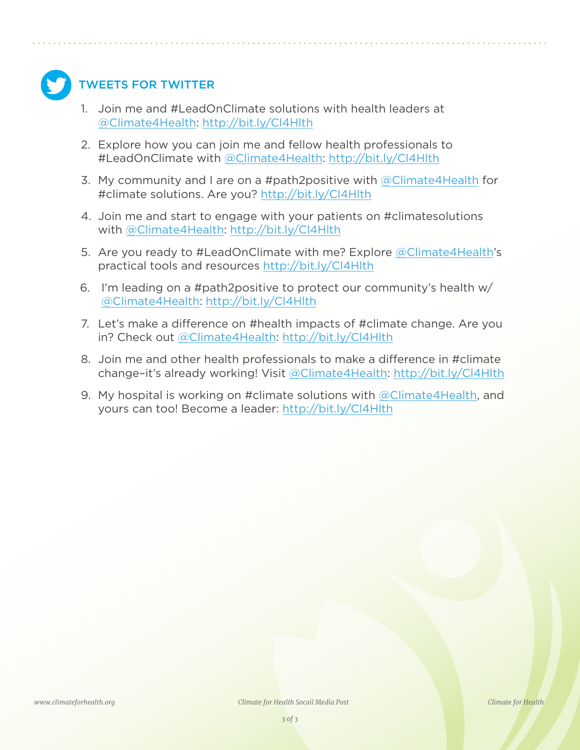## TWEETS FOR TWITTER

1. Join me and #LeadOnClimate solutions with health leaders at @Climate4Health: http://bit.ly/Cl4Hlth
2. Explore how you can join me and fellow health professionals to #LeadOnClimate with @Climate4Health: http://bit.ly/Cl4Hlth
3. My community and I are on a #path2positive with @Climate4Health for #climate solutions. Are you? http://bit.ly/Cl4Hlth
4. Join me and start to engage with your patients on #climatesolutions with @Climate4Health: http://bit.ly/Cl4Hlth
5. Are you ready to #LeadOnClimate with me? Explore @Climate4Health's practical tools and resources http://bit.ly/Cl4Hlth
6. I'm leading on a #path2positive to protect our community's health w/ @Climate4Health: http://bit.ly/Cl4Hlth
7. Let's make a difference on #health impacts of #climate change. Are you in? Check out @Climate4Health: http://bit.ly/Cl4Hlth
8. Join me and other health professionals to make a difference in #climate change–it's already working! Visit @Climate4Health: http://bit.ly/Cl4Hlth
9. My hospital is working on #climate solutions with @Climate4Health, and yours can too! Become a leader: http://bit.ly/Cl4Hlth